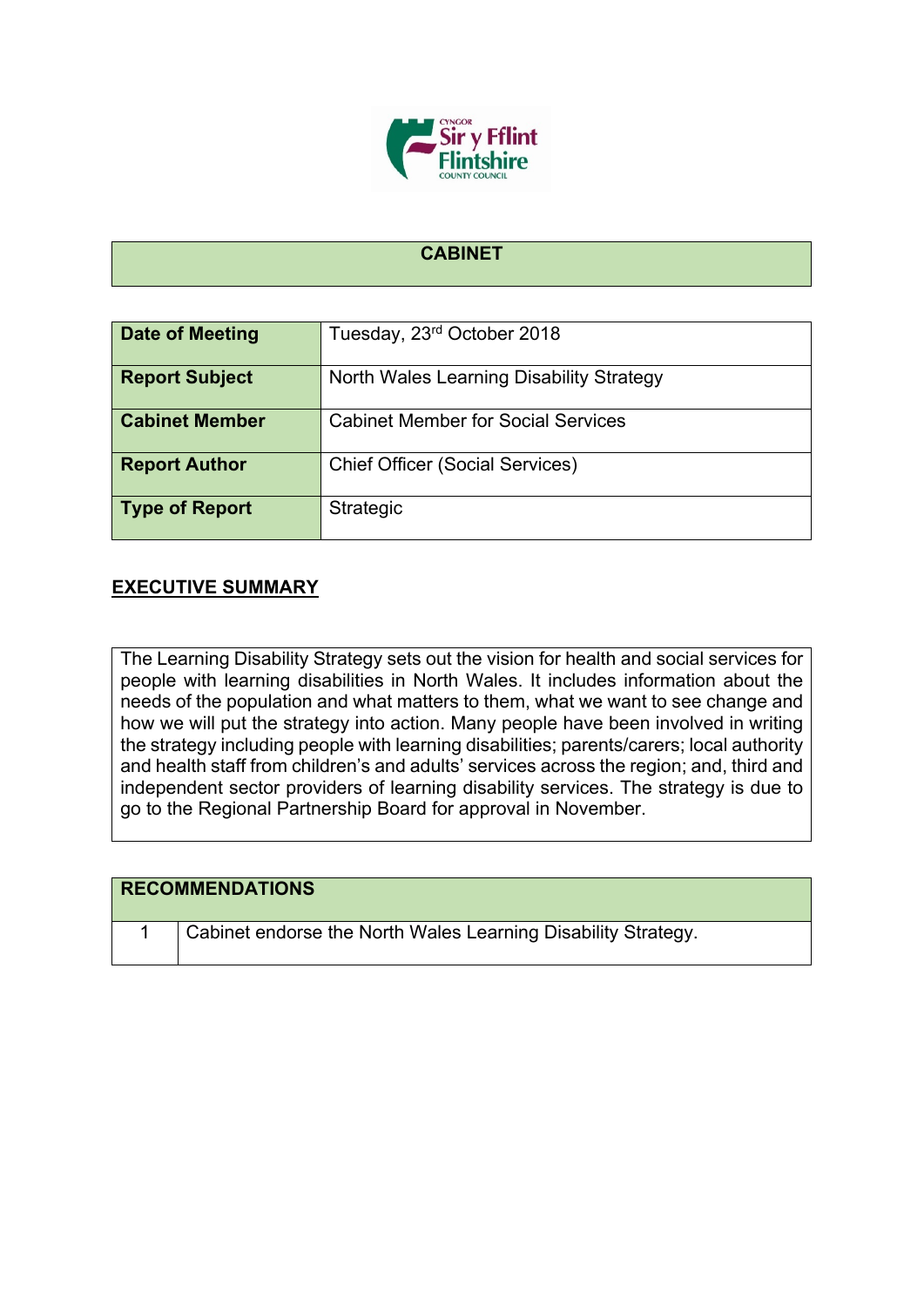# CABINET

| Date of Meeting | Tuesday, 23rd October 2018 |
|---|---|
| Report Subject | North Wales Learning Disability Strategy |
| Cabinet Member | Cabinet Member for Social Services |
| Report Author | Chief Officer (Social Services) |
| Type of Report | Strategic |

## EXECUTIVE SUMMARY

The Learning Disability Strategy sets out the vision for health and social services for people with learning disabilities in North Wales. It includes information about the needs of the population and what matters to them, what we want to see change and how we will put the strategy into action. Many people have been involved in writing the strategy including people with learning disabilities; parents/carers; local authority and health staff from children's and adults' services across the region; and, third and independent sector providers of learning disability services. The strategy is due to go to the Regional Partnership Board for approval in November.

| RECOMMENDATIONS | |
|---|---|
| 1 | Cabinet endorse the North Wales Learning Disability Strategy. |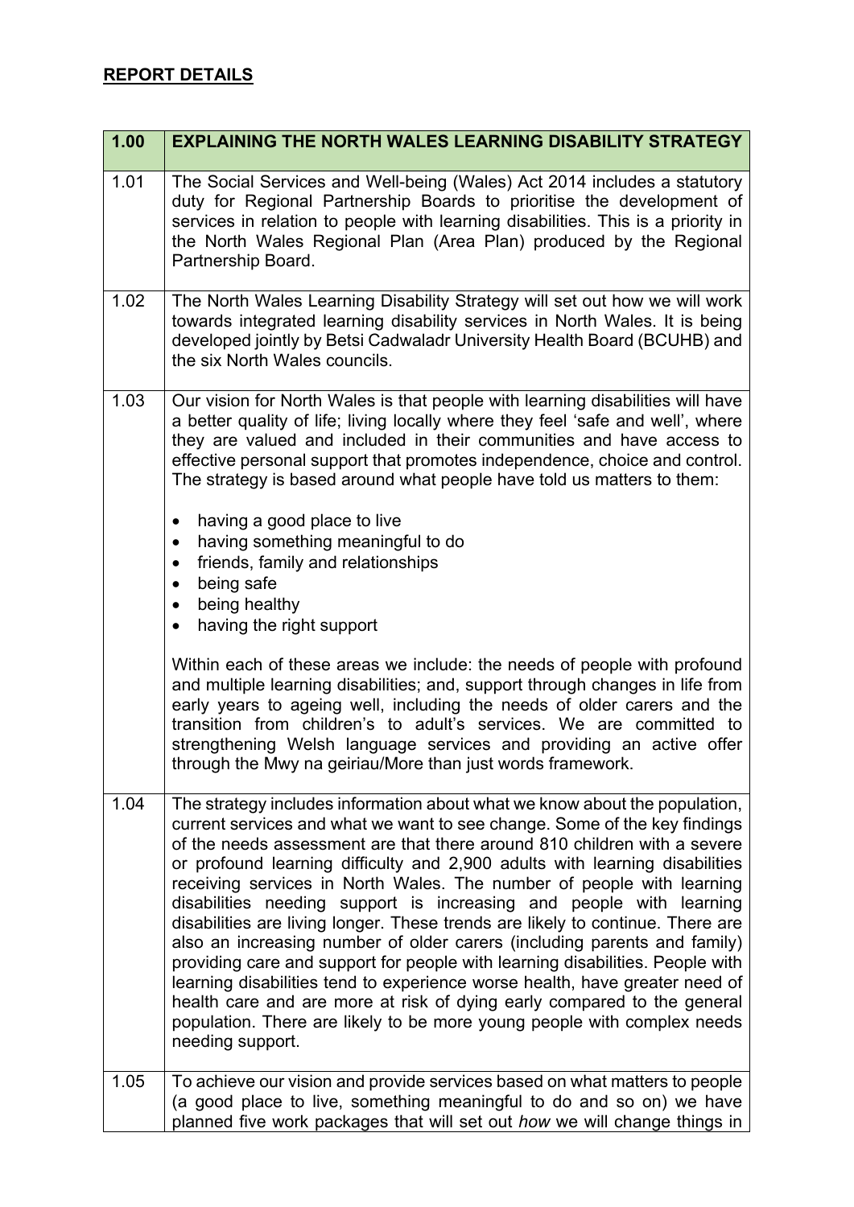## REPORT DETAILS

| 1.00 | EXPLAINING THE NORTH WALES LEARNING DISABILITY STRATEGY |
|---|---|
| 1.01 | The Social Services and Well-being (Wales) Act 2014 includes a statutory duty for Regional Partnership Boards to prioritise the development of services in relation to people with learning disabilities. This is a priority in the North Wales Regional Plan (Area Plan) produced by the Regional Partnership Board. |
| 1.02 | The North Wales Learning Disability Strategy will set out how we will work towards integrated learning disability services in North Wales. It is being developed jointly by Betsi Cadwaladr University Health Board (BCUHB) and the six North Wales councils. |
| 1.03 | Our vision for North Wales is that people with learning disabilities will have a better quality of life; living locally where they feel 'safe and well', where they are valued and included in their communities and have access to effective personal support that promotes independence, choice and control. The strategy is based around what people have told us matters to them:<br><br>• having a good place to live<br>• having something meaningful to do<br>• friends, family and relationships<br>• being safe<br>• being healthy<br>• having the right support<br><br>Within each of these areas we include: the needs of people with profound and multiple learning disabilities; and, support through changes in life from early years to ageing well, including the needs of older carers and the transition from children's to adult's services. We are committed to strengthening Welsh language services and providing an active offer through the Mwy na geiriau/More than just words framework. |
| 1.04 | The strategy includes information about what we know about the population, current services and what we want to see change. Some of the key findings of the needs assessment are that there around 810 children with a severe or profound learning difficulty and 2,900 adults with learning disabilities receiving services in North Wales. The number of people with learning disabilities needing support is increasing and people with learning disabilities are living longer. These trends are likely to continue. There are also an increasing number of older carers (including parents and family) providing care and support for people with learning disabilities. People with learning disabilities tend to experience worse health, have greater need of health care and are more at risk of dying early compared to the general population. There are likely to be more young people with complex needs needing support. |
| 1.05 | To achieve our vision and provide services based on what matters to people (a good place to live, something meaningful to do and so on) we have planned five work packages that will set out *how* we will change things in |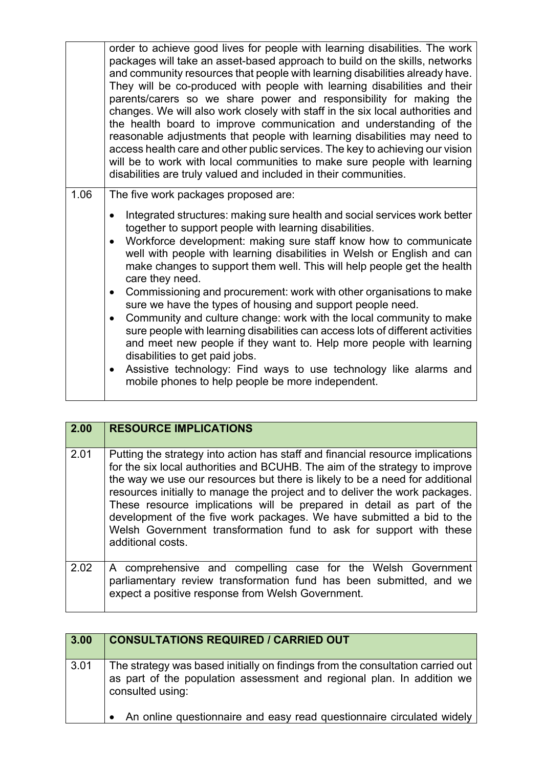| | |
|---|---|
| | order to achieve good lives for people with learning disabilities. The work packages will take an asset-based approach to build on the skills, networks and community resources that people with learning disabilities already have. They will be co-produced with people with learning disabilities and their parents/carers so we share power and responsibility for making the changes. We will also work closely with staff in the six local authorities and the health board to improve communication and understanding of the reasonable adjustments that people with learning disabilities may need to access health care and other public services. The key to achieving our vision will be to work with local communities to make sure people with learning disabilities are truly valued and included in their communities. |
| 1.06 | The five work packages proposed are:<br><br>• Integrated structures: making sure health and social services work better together to support people with learning disabilities.<br>• Workforce development: making sure staff know how to communicate well with people with learning disabilities in Welsh or English and can make changes to support them well. This will help people get the health care they need.<br>• Commissioning and procurement: work with other organisations to make sure we have the types of housing and support people need.<br>• Community and culture change: work with the local community to make sure people with learning disabilities can access lots of different activities and meet new people if they want to. Help more people with learning disabilities to get paid jobs.<br>• Assistive technology: Find ways to use technology like alarms and mobile phones to help people be more independent. |

| 2.00 | RESOURCE IMPLICATIONS |
|---|---|
| 2.01 | Putting the strategy into action has staff and financial resource implications for the six local authorities and BCUHB. The aim of the strategy to improve the way we use our resources but there is likely to be a need for additional resources initially to manage the project and to deliver the work packages. These resource implications will be prepared in detail as part of the development of the five work packages. We have submitted a bid to the Welsh Government transformation fund to ask for support with these additional costs. |
| 2.02 | A comprehensive and compelling case for the Welsh Government parliamentary review transformation fund has been submitted, and we expect a positive response from Welsh Government. |

| 3.00 | CONSULTATIONS REQUIRED / CARRIED OUT |
|---|---|
| 3.01 | The strategy was based initially on findings from the consultation carried out as part of the population assessment and regional plan. In addition we consulted using:<br><br>• An online questionnaire and easy read questionnaire circulated widely |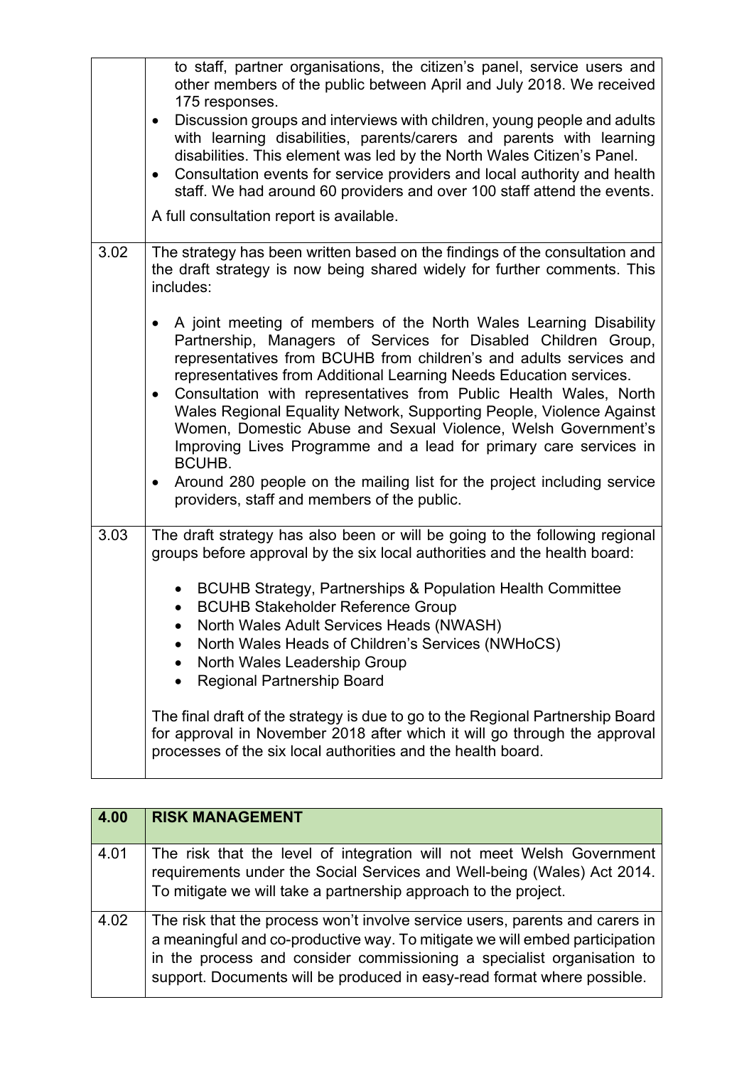| | |
|---|---|
| | to staff, partner organisations, the citizen's panel, service users and other members of the public between April and July 2018. We received 175 responses.<br>• Discussion groups and interviews with children, young people and adults with learning disabilities, parents/carers and parents with learning disabilities. This element was led by the North Wales Citizen's Panel.<br>• Consultation events for service providers and local authority and health staff. We had around 60 providers and over 100 staff attend the events.<br><br>A full consultation report is available. |
| 3.02 | The strategy has been written based on the findings of the consultation and the draft strategy is now being shared widely for further comments. This includes:<br><br>• A joint meeting of members of the North Wales Learning Disability Partnership, Managers of Services for Disabled Children Group, representatives from BCUHB from children's and adults services and representatives from Additional Learning Needs Education services.<br>• Consultation with representatives from Public Health Wales, North Wales Regional Equality Network, Supporting People, Violence Against Women, Domestic Abuse and Sexual Violence, Welsh Government's Improving Lives Programme and a lead for primary care services in BCUHB.<br>• Around 280 people on the mailing list for the project including service providers, staff and members of the public. |
| 3.03 | The draft strategy has also been or will be going to the following regional groups before approval by the six local authorities and the health board:<br><br>• BCUHB Strategy, Partnerships & Population Health Committee<br>• BCUHB Stakeholder Reference Group<br>• North Wales Adult Services Heads (NWASH)<br>• North Wales Heads of Children's Services (NWHoCS)<br>• North Wales Leadership Group<br>• Regional Partnership Board<br><br>The final draft of the strategy is due to go to the Regional Partnership Board for approval in November 2018 after which it will go through the approval processes of the six local authorities and the health board. |

| 4.00 | RISK MANAGEMENT |
|---|---|
| 4.01 | The risk that the level of integration will not meet Welsh Government requirements under the Social Services and Well-being (Wales) Act 2014. To mitigate we will take a partnership approach to the project. |
| 4.02 | The risk that the process won't involve service users, parents and carers in a meaningful and co-productive way. To mitigate we will embed participation in the process and consider commissioning a specialist organisation to support. Documents will be produced in easy-read format where possible. |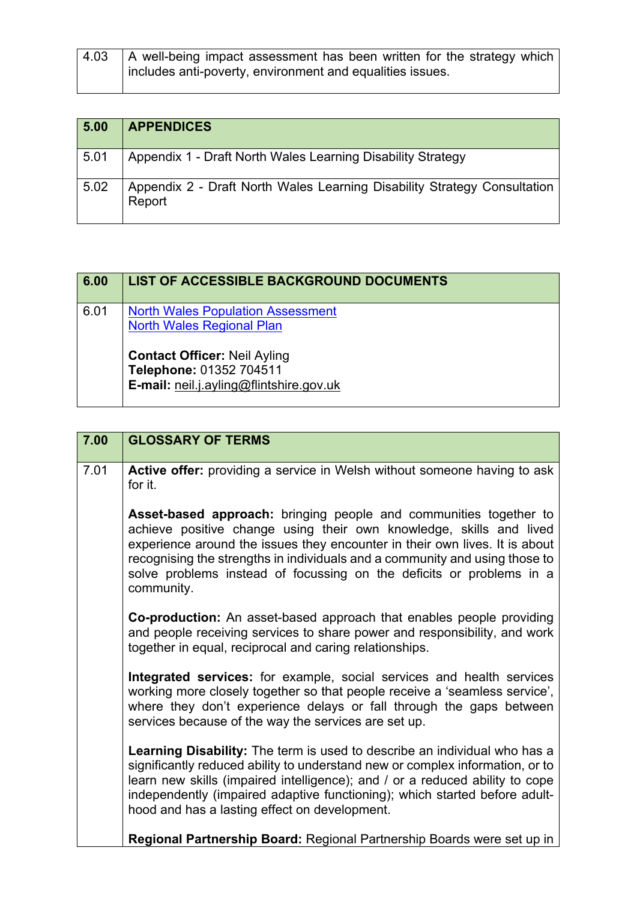| 4.03 | A well-being impact assessment has been written for the strategy which includes anti-poverty, environment and equalities issues. |
|---|---|

| **5.00** | **APPENDICES** |
|---|---|
| 5.01 | Appendix 1 - Draft North Wales Learning Disability Strategy |
| 5.02 | Appendix 2 - Draft North Wales Learning Disability Strategy Consultation Report |

| **6.00** | **LIST OF ACCESSIBLE BACKGROUND DOCUMENTS** |
|---|---|
| 6.01 | North Wales Population Assessment<br>North Wales Regional Plan<br><br>**Contact Officer:** Neil Ayling<br>**Telephone:** 01352 704511<br>**E-mail:** neil.j.ayling@flintshire.gov.uk |

| **7.00** | **GLOSSARY OF TERMS** |
|---|---|
| 7.01 | **Active offer:** providing a service in Welsh without someone having to ask for it.<br><br>**Asset-based approach:** bringing people and communities together to achieve positive change using their own knowledge, skills and lived experience around the issues they encounter in their own lives. It is about recognising the strengths in individuals and a community and using those to solve problems instead of focussing on the deficits or problems in a community.<br><br>**Co-production:** An asset-based approach that enables people providing and people receiving services to share power and responsibility, and work together in equal, reciprocal and caring relationships.<br><br>**Integrated services:** for example, social services and health services working more closely together so that people receive a 'seamless service', where they don't experience delays or fall through the gaps between services because of the way the services are set up.<br><br>**Learning Disability:** The term is used to describe an individual who has a significantly reduced ability to understand new or complex information, or to learn new skills (impaired intelligence); and / or a reduced ability to cope independently (impaired adaptive functioning); which started before adult-hood and has a lasting effect on development.<br><br>**Regional Partnership Board:** Regional Partnership Boards were set up in |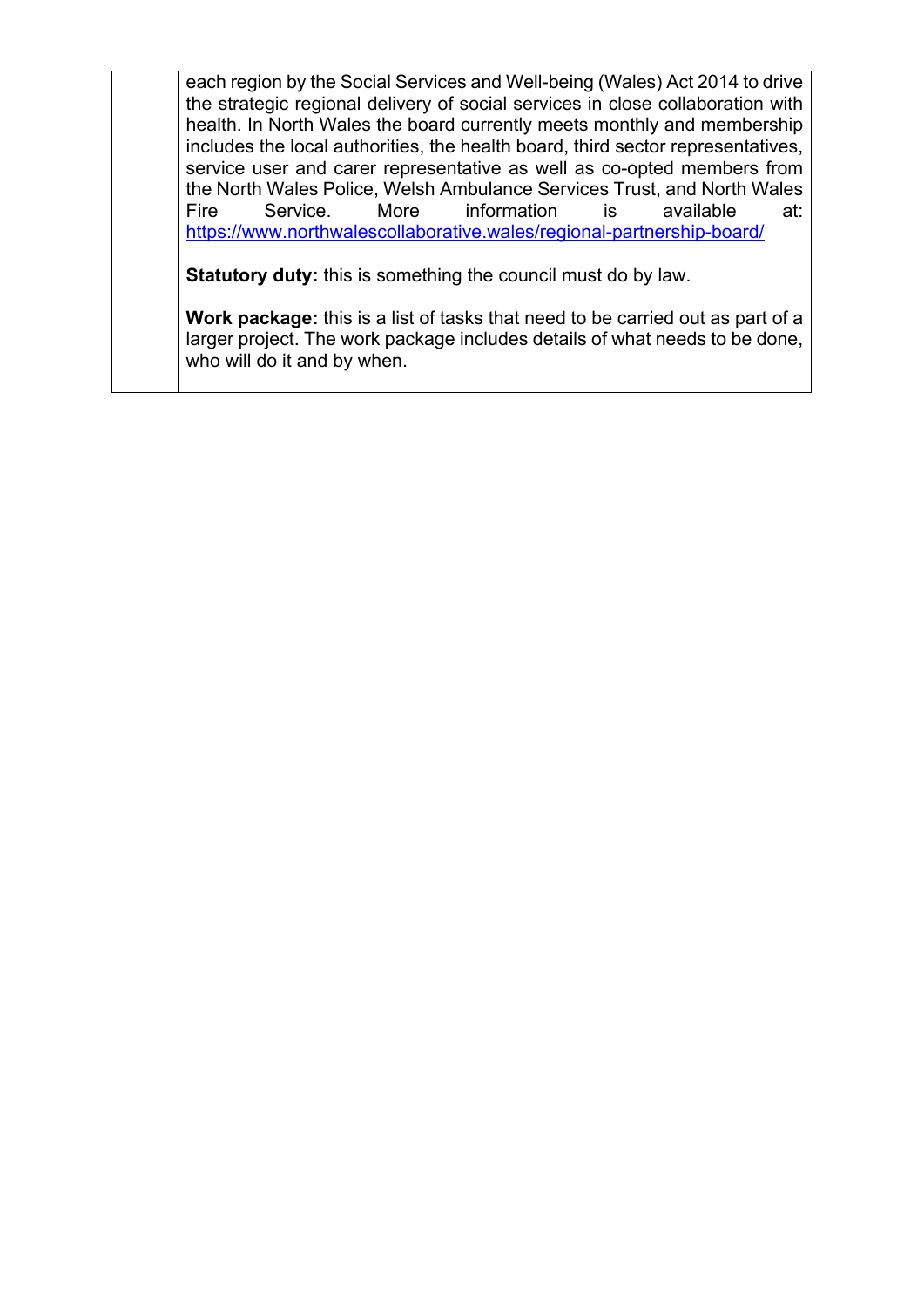| | |
|---|---|
| | each region by the Social Services and Well-being (Wales) Act 2014 to drive the strategic regional delivery of social services in close collaboration with health. In North Wales the board currently meets monthly and membership includes the local authorities, the health board, third sector representatives, service user and carer representative as well as co-opted members from the North Wales Police, Welsh Ambulance Services Trust, and North Wales Fire Service. More information is available at: https://www.northwalescollaborative.wales/regional-partnership-board/<br><br>**Statutory duty:** this is something the council must do by law.<br><br>**Work package:** this is a list of tasks that need to be carried out as part of a larger project. The work package includes details of what needs to be done, who will do it and by when. |